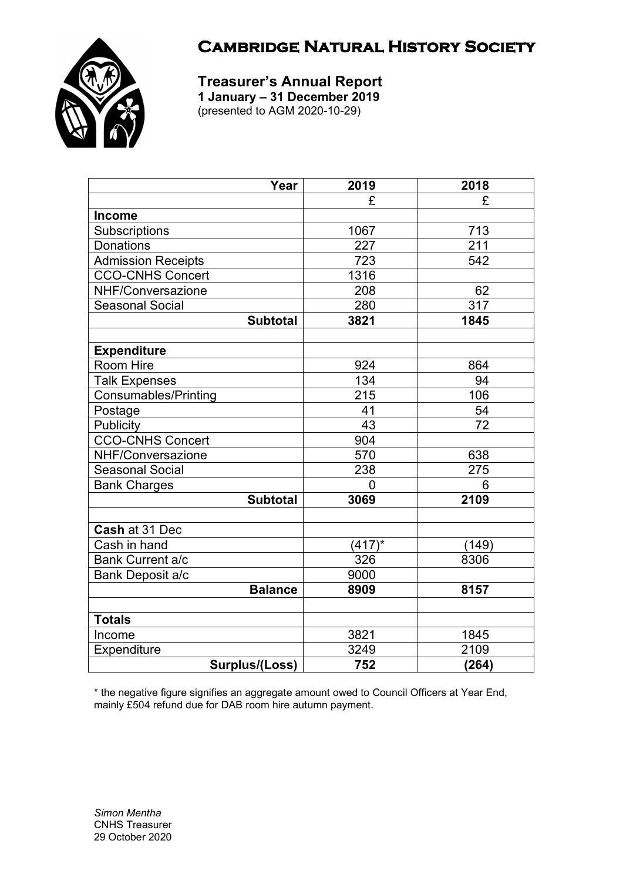# Cambridge Natural History Society

## Treasurer's Annual Report

**1 January – 31 December 2019**

(presented to AGM 2020-10-29)

| Year | 2019 | 2018 |
|---:|:---:|:---:|
| | £ | £ |
| **Income** | | |
| Subscriptions | 1067 | 713 |
| Donations | 227 | 211 |
| Admission Receipts | 723 | 542 |
| CCO-CNHS Concert | 1316 | |
| NHF/Conversazione | 208 | 62 |
| Seasonal Social | 280 | 317 |
| **Subtotal** | **3821** | **1845** |
| | | |
| **Expenditure** | | |
| Room Hire | 924 | 864 |
| Talk Expenses | 134 | 94 |
| Consumables/Printing | 215 | 106 |
| Postage | 41 | 54 |
| Publicity | 43 | 72 |
| CCO-CNHS Concert | 904 | |
| NHF/Conversazione | 570 | 638 |
| Seasonal Social | 238 | 275 |
| Bank Charges | 0 | 6 |
| **Subtotal** | **3069** | **2109** |
| | | |
| **Cash** at 31 Dec | | |
| Cash in hand | (417)* | (149) |
| Bank Current a/c | 326 | 8306 |
| Bank Deposit a/c | 9000 | |
| **Balance** | **8909** | **8157** |
| | | |
| **Totals** | | |
| Income | 3821 | 1845 |
| Expenditure | 3249 | 2109 |
| **Surplus/(Loss)** | **752** | **(264)** |

* the negative figure signifies an aggregate amount owed to Council Officers at Year End, mainly £504 refund due for DAB room hire autumn payment.

*Simon Mentha*
CNHS Treasurer
29 October 2020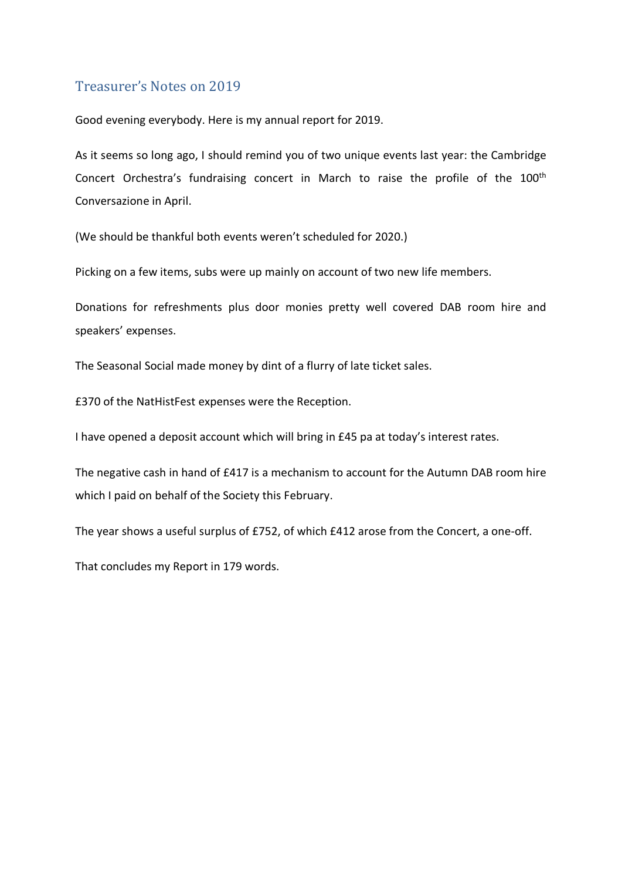## Treasurer's Notes on 2019

Good evening everybody. Here is my annual report for 2019.

As it seems so long ago, I should remind you of two unique events last year: the Cambridge Concert Orchestra's fundraising concert in March to raise the profile of the 100th Conversazione in April.

(We should be thankful both events weren't scheduled for 2020.)

Picking on a few items, subs were up mainly on account of two new life members.

Donations for refreshments plus door monies pretty well covered DAB room hire and speakers' expenses.

The Seasonal Social made money by dint of a flurry of late ticket sales.

£370 of the NatHistFest expenses were the Reception.

I have opened a deposit account which will bring in £45 pa at today's interest rates.

The negative cash in hand of £417 is a mechanism to account for the Autumn DAB room hire which I paid on behalf of the Society this February.

The year shows a useful surplus of £752, of which £412 arose from the Concert, a one-off.

That concludes my Report in 179 words.